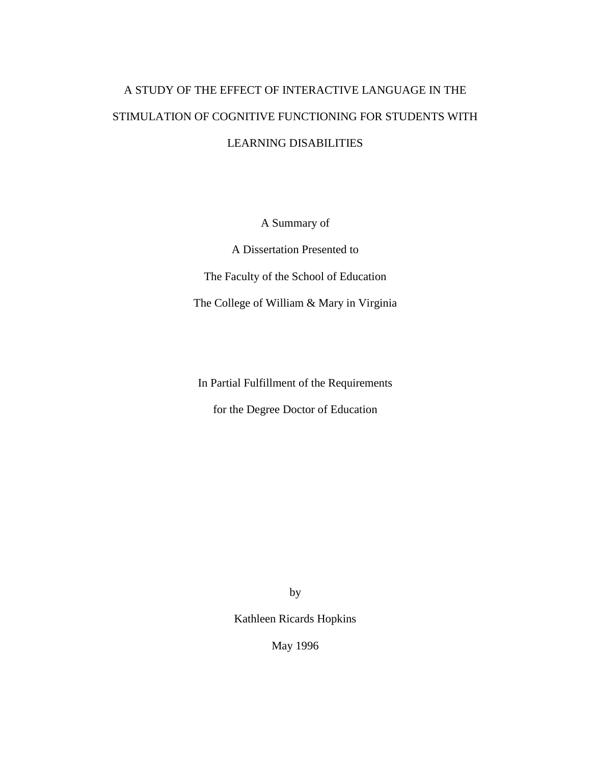# A STUDY OF THE EFFECT OF INTERACTIVE LANGUAGE IN THE STIMULATION OF COGNITIVE FUNCTIONING FOR STUDENTS WITH LEARNING DISABILITIES

A Summary of

A Dissertation Presented to

The Faculty of the School of Education

The College of William & Mary in Virginia

In Partial Fulfillment of the Requirements

for the Degree Doctor of Education

by

Kathleen Ricards Hopkins

May 1996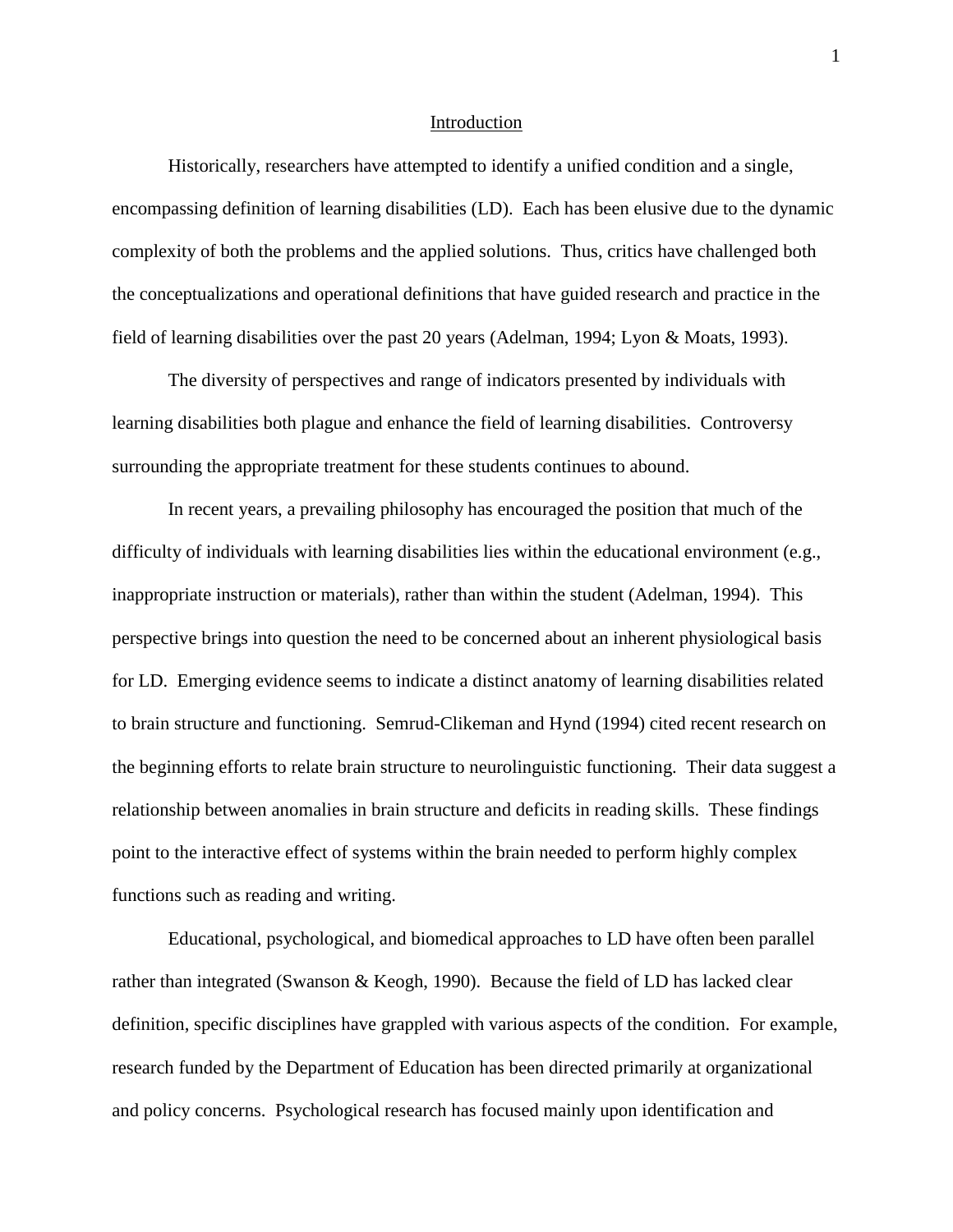# Introduction

Historically, researchers have attempted to identify a unified condition and a single, encompassing definition of learning disabilities (LD). Each has been elusive due to the dynamic complexity of both the problems and the applied solutions. Thus, critics have challenged both the conceptualizations and operational definitions that have guided research and practice in the field of learning disabilities over the past 20 years (Adelman, 1994; Lyon & Moats, 1993).

The diversity of perspectives and range of indicators presented by individuals with learning disabilities both plague and enhance the field of learning disabilities. Controversy surrounding the appropriate treatment for these students continues to abound.

In recent years, a prevailing philosophy has encouraged the position that much of the difficulty of individuals with learning disabilities lies within the educational environment (e.g., inappropriate instruction or materials), rather than within the student (Adelman, 1994). This perspective brings into question the need to be concerned about an inherent physiological basis for LD. Emerging evidence seems to indicate a distinct anatomy of learning disabilities related to brain structure and functioning. Semrud-Clikeman and Hynd (1994) cited recent research on the beginning efforts to relate brain structure to neurolinguistic functioning. Their data suggest a relationship between anomalies in brain structure and deficits in reading skills. These findings point to the interactive effect of systems within the brain needed to perform highly complex functions such as reading and writing.

Educational, psychological, and biomedical approaches to LD have often been parallel rather than integrated (Swanson & Keogh, 1990). Because the field of LD has lacked clear definition, specific disciplines have grappled with various aspects of the condition. For example, research funded by the Department of Education has been directed primarily at organizational and policy concerns. Psychological research has focused mainly upon identification and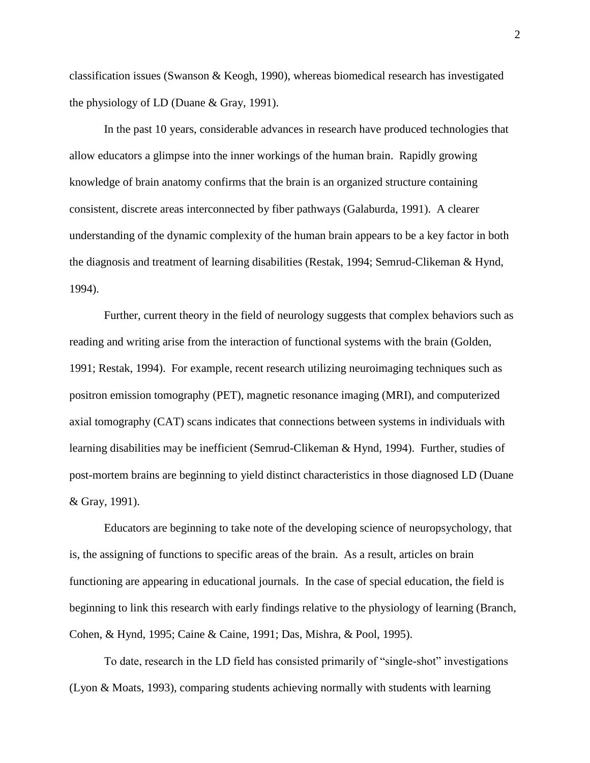classification issues (Swanson & Keogh, 1990), whereas biomedical research has investigated the physiology of LD (Duane & Gray, 1991).

In the past 10 years, considerable advances in research have produced technologies that allow educators a glimpse into the inner workings of the human brain. Rapidly growing knowledge of brain anatomy confirms that the brain is an organized structure containing consistent, discrete areas interconnected by fiber pathways (Galaburda, 1991). A clearer understanding of the dynamic complexity of the human brain appears to be a key factor in both the diagnosis and treatment of learning disabilities (Restak, 1994; Semrud-Clikeman & Hynd, 1994).

Further, current theory in the field of neurology suggests that complex behaviors such as reading and writing arise from the interaction of functional systems with the brain (Golden, 1991; Restak, 1994). For example, recent research utilizing neuroimaging techniques such as positron emission tomography (PET), magnetic resonance imaging (MRI), and computerized axial tomography (CAT) scans indicates that connections between systems in individuals with learning disabilities may be inefficient (Semrud-Clikeman & Hynd, 1994). Further, studies of post-mortem brains are beginning to yield distinct characteristics in those diagnosed LD (Duane & Gray, 1991).

Educators are beginning to take note of the developing science of neuropsychology, that is, the assigning of functions to specific areas of the brain. As a result, articles on brain functioning are appearing in educational journals. In the case of special education, the field is beginning to link this research with early findings relative to the physiology of learning (Branch, Cohen, & Hynd, 1995; Caine & Caine, 1991; Das, Mishra, & Pool, 1995).

To date, research in the LD field has consisted primarily of "single-shot" investigations (Lyon & Moats, 1993), comparing students achieving normally with students with learning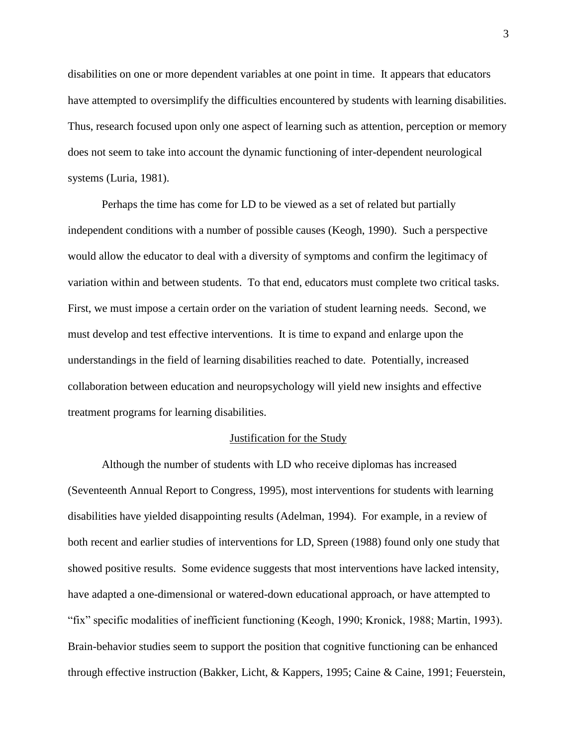disabilities on one or more dependent variables at one point in time. It appears that educators have attempted to oversimplify the difficulties encountered by students with learning disabilities. Thus, research focused upon only one aspect of learning such as attention, perception or memory does not seem to take into account the dynamic functioning of inter-dependent neurological systems (Luria, 1981).

Perhaps the time has come for LD to be viewed as a set of related but partially independent conditions with a number of possible causes (Keogh, 1990). Such a perspective would allow the educator to deal with a diversity of symptoms and confirm the legitimacy of variation within and between students. To that end, educators must complete two critical tasks. First, we must impose a certain order on the variation of student learning needs. Second, we must develop and test effective interventions. It is time to expand and enlarge upon the understandings in the field of learning disabilities reached to date. Potentially, increased collaboration between education and neuropsychology will yield new insights and effective treatment programs for learning disabilities.

## Justification for the Study

Although the number of students with LD who receive diplomas has increased (Seventeenth Annual Report to Congress, 1995), most interventions for students with learning disabilities have yielded disappointing results (Adelman, 1994). For example, in a review of both recent and earlier studies of interventions for LD, Spreen (1988) found only one study that showed positive results. Some evidence suggests that most interventions have lacked intensity, have adapted a one-dimensional or watered-down educational approach, or have attempted to "fix" specific modalities of inefficient functioning (Keogh, 1990; Kronick, 1988; Martin, 1993). Brain-behavior studies seem to support the position that cognitive functioning can be enhanced through effective instruction (Bakker, Licht, & Kappers, 1995; Caine & Caine, 1991; Feuerstein,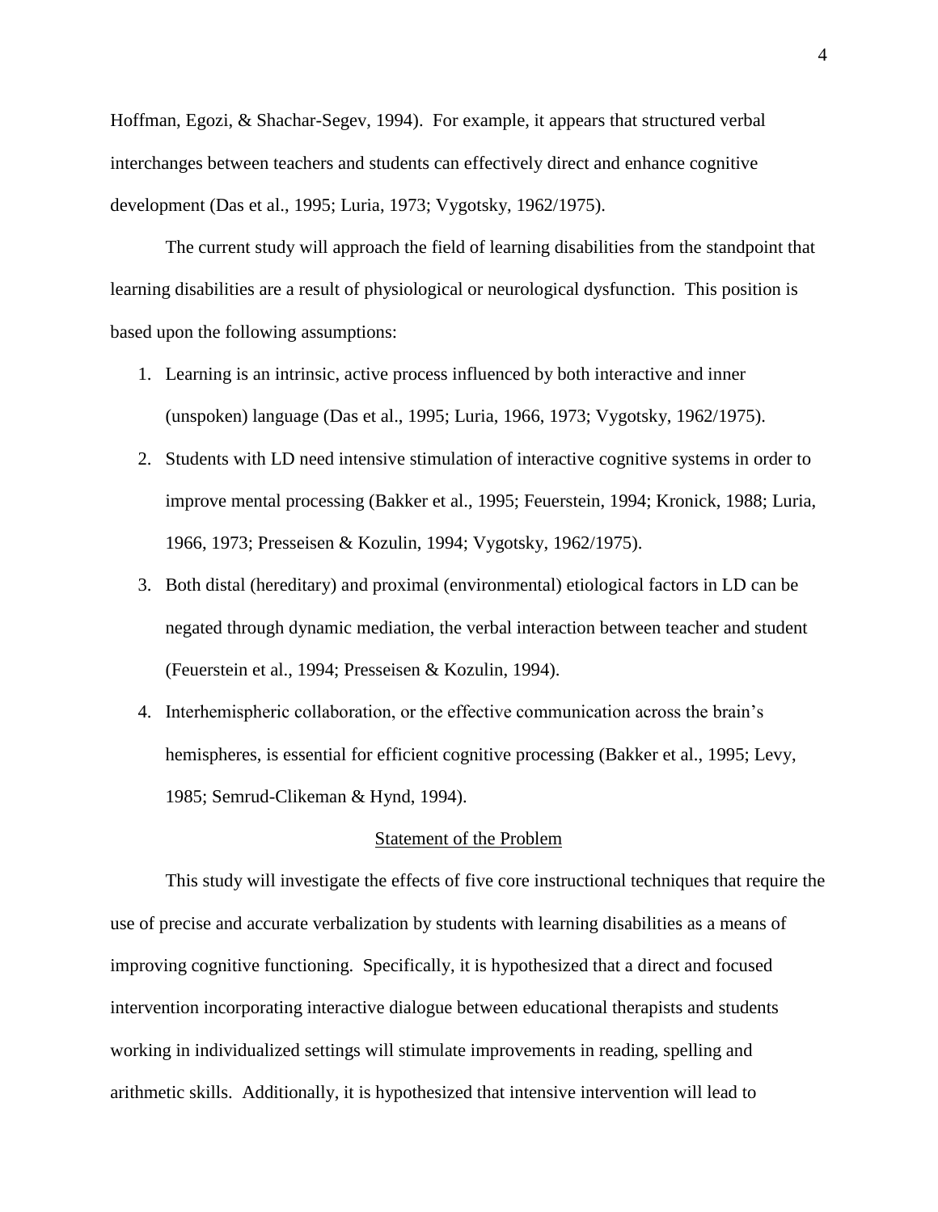Hoffman, Egozi, & Shachar-Segev, 1994). For example, it appears that structured verbal interchanges between teachers and students can effectively direct and enhance cognitive development (Das et al., 1995; Luria, 1973; Vygotsky, 1962/1975).

The current study will approach the field of learning disabilities from the standpoint that learning disabilities are a result of physiological or neurological dysfunction. This position is based upon the following assumptions:

1. Learning is an intrinsic, active process influenced by both interactive and inner (unspoken) language (Das et al., 1995; Luria, 1966, 1973; Vygotsky, 1962/1975).
2. Students with LD need intensive stimulation of interactive cognitive systems in order to improve mental processing (Bakker et al., 1995; Feuerstein, 1994; Kronick, 1988; Luria, 1966, 1973; Presseisen & Kozulin, 1994; Vygotsky, 1962/1975).
3. Both distal (hereditary) and proximal (environmental) etiological factors in LD can be negated through dynamic mediation, the verbal interaction between teacher and student (Feuerstein et al., 1994; Presseisen & Kozulin, 1994).
4. Interhemispheric collaboration, or the effective communication across the brain's hemispheres, is essential for efficient cognitive processing (Bakker et al., 1995; Levy, 1985; Semrud-Clikeman & Hynd, 1994).

## Statement of the Problem

This study will investigate the effects of five core instructional techniques that require the use of precise and accurate verbalization by students with learning disabilities as a means of improving cognitive functioning. Specifically, it is hypothesized that a direct and focused intervention incorporating interactive dialogue between educational therapists and students working in individualized settings will stimulate improvements in reading, spelling and arithmetic skills. Additionally, it is hypothesized that intensive intervention will lead to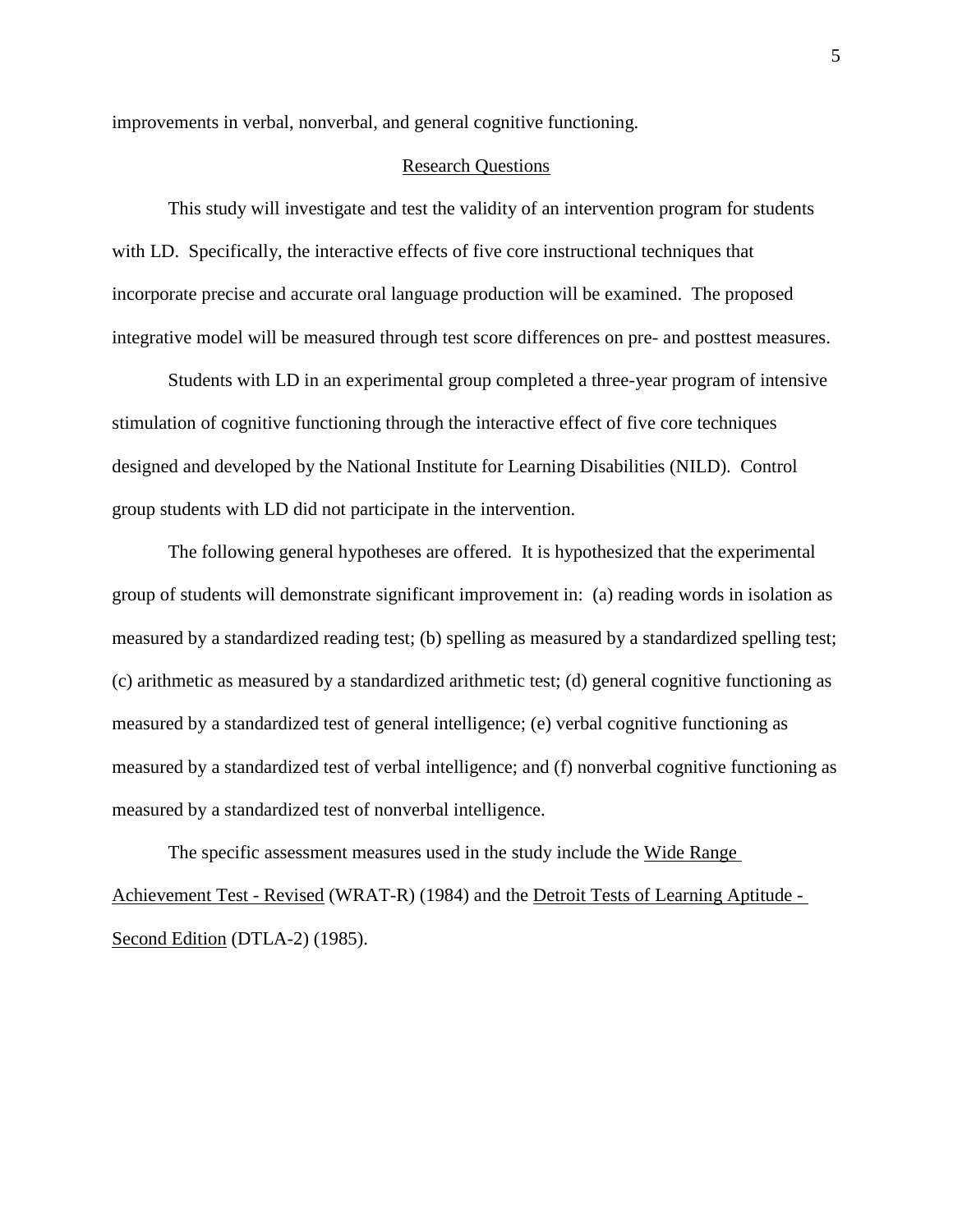improvements in verbal, nonverbal, and general cognitive functioning.

## Research Questions

This study will investigate and test the validity of an intervention program for students with LD. Specifically, the interactive effects of five core instructional techniques that incorporate precise and accurate oral language production will be examined. The proposed integrative model will be measured through test score differences on pre- and posttest measures.

Students with LD in an experimental group completed a three-year program of intensive stimulation of cognitive functioning through the interactive effect of five core techniques designed and developed by the National Institute for Learning Disabilities (NILD). Control group students with LD did not participate in the intervention.

The following general hypotheses are offered. It is hypothesized that the experimental group of students will demonstrate significant improvement in: (a) reading words in isolation as measured by a standardized reading test; (b) spelling as measured by a standardized spelling test; (c) arithmetic as measured by a standardized arithmetic test; (d) general cognitive functioning as measured by a standardized test of general intelligence; (e) verbal cognitive functioning as measured by a standardized test of verbal intelligence; and (f) nonverbal cognitive functioning as measured by a standardized test of nonverbal intelligence.

The specific assessment measures used in the study include the Wide Range Achievement Test - Revised (WRAT-R) (1984) and the Detroit Tests of Learning Aptitude - Second Edition (DTLA-2) (1985).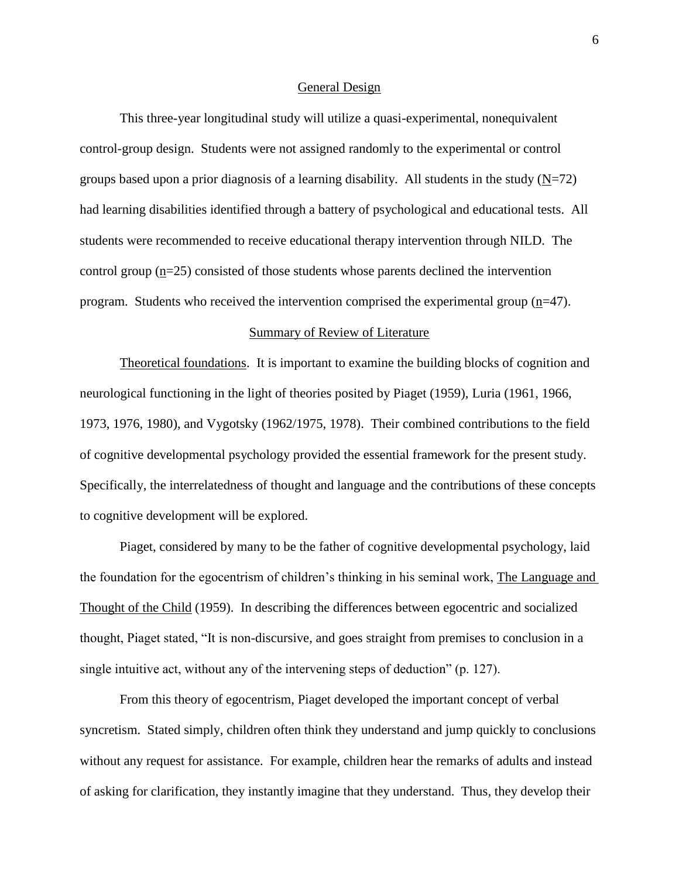## General Design

This three-year longitudinal study will utilize a quasi-experimental, nonequivalent control-group design. Students were not assigned randomly to the experimental or control groups based upon a prior diagnosis of a learning disability. All students in the study (N=72) had learning disabilities identified through a battery of psychological and educational tests. All students were recommended to receive educational therapy intervention through NILD. The control group (n=25) consisted of those students whose parents declined the intervention program. Students who received the intervention comprised the experimental group (n=47).

## Summary of Review of Literature

Theoretical foundations. It is important to examine the building blocks of cognition and neurological functioning in the light of theories posited by Piaget (1959), Luria (1961, 1966, 1973, 1976, 1980), and Vygotsky (1962/1975, 1978). Their combined contributions to the field of cognitive developmental psychology provided the essential framework for the present study. Specifically, the interrelatedness of thought and language and the contributions of these concepts to cognitive development will be explored.

Piaget, considered by many to be the father of cognitive developmental psychology, laid the foundation for the egocentrism of children's thinking in his seminal work, The Language and Thought of the Child (1959). In describing the differences between egocentric and socialized thought, Piaget stated, "It is non-discursive, and goes straight from premises to conclusion in a single intuitive act, without any of the intervening steps of deduction" (p. 127).

From this theory of egocentrism, Piaget developed the important concept of verbal syncretism. Stated simply, children often think they understand and jump quickly to conclusions without any request for assistance. For example, children hear the remarks of adults and instead of asking for clarification, they instantly imagine that they understand. Thus, they develop their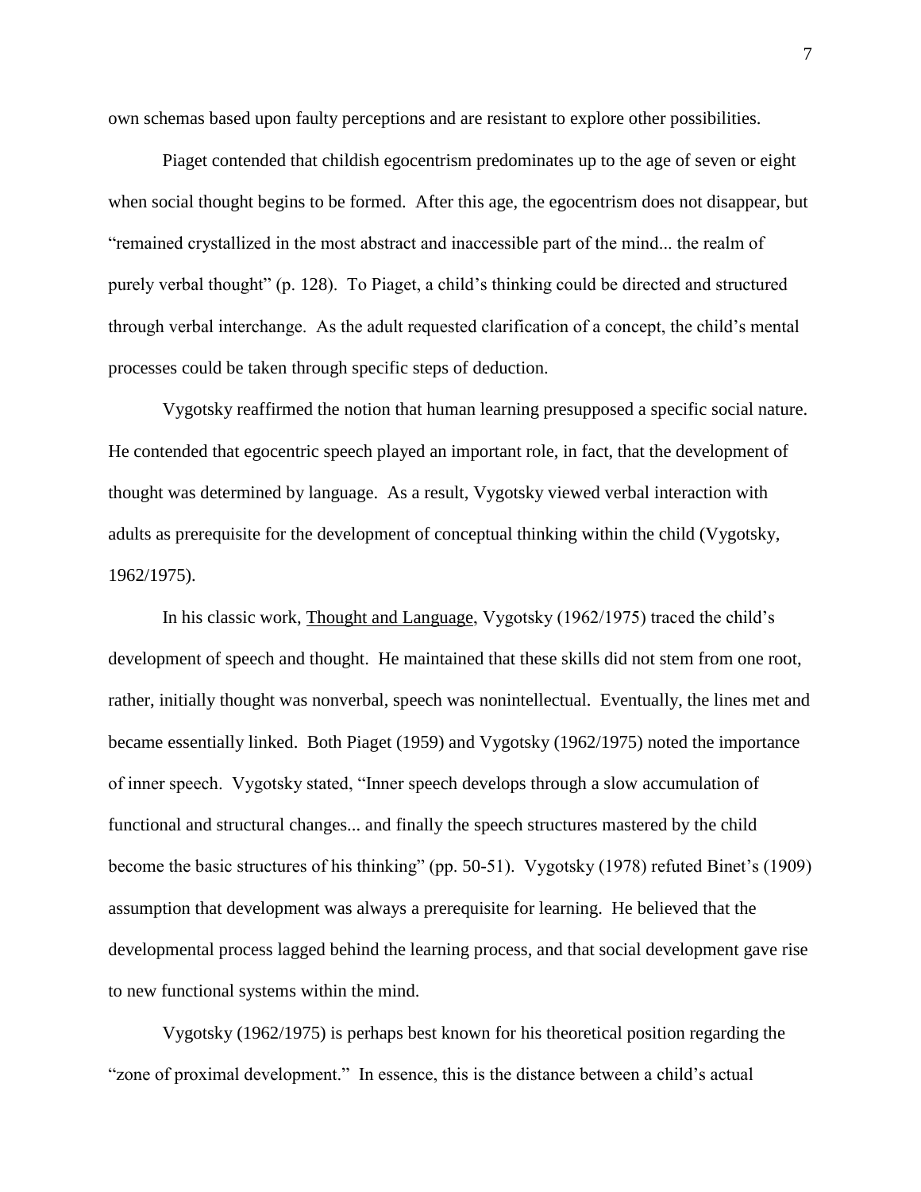own schemas based upon faulty perceptions and are resistant to explore other possibilities.

Piaget contended that childish egocentrism predominates up to the age of seven or eight when social thought begins to be formed. After this age, the egocentrism does not disappear, but "remained crystallized in the most abstract and inaccessible part of the mind... the realm of purely verbal thought" (p. 128). To Piaget, a child's thinking could be directed and structured through verbal interchange. As the adult requested clarification of a concept, the child's mental processes could be taken through specific steps of deduction.

Vygotsky reaffirmed the notion that human learning presupposed a specific social nature. He contended that egocentric speech played an important role, in fact, that the development of thought was determined by language. As a result, Vygotsky viewed verbal interaction with adults as prerequisite for the development of conceptual thinking within the child (Vygotsky, 1962/1975).

In his classic work, Thought and Language, Vygotsky (1962/1975) traced the child's development of speech and thought. He maintained that these skills did not stem from one root, rather, initially thought was nonverbal, speech was nonintellectual. Eventually, the lines met and became essentially linked. Both Piaget (1959) and Vygotsky (1962/1975) noted the importance of inner speech. Vygotsky stated, "Inner speech develops through a slow accumulation of functional and structural changes... and finally the speech structures mastered by the child become the basic structures of his thinking" (pp. 50-51). Vygotsky (1978) refuted Binet's (1909) assumption that development was always a prerequisite for learning. He believed that the developmental process lagged behind the learning process, and that social development gave rise to new functional systems within the mind.

Vygotsky (1962/1975) is perhaps best known for his theoretical position regarding the "zone of proximal development." In essence, this is the distance between a child's actual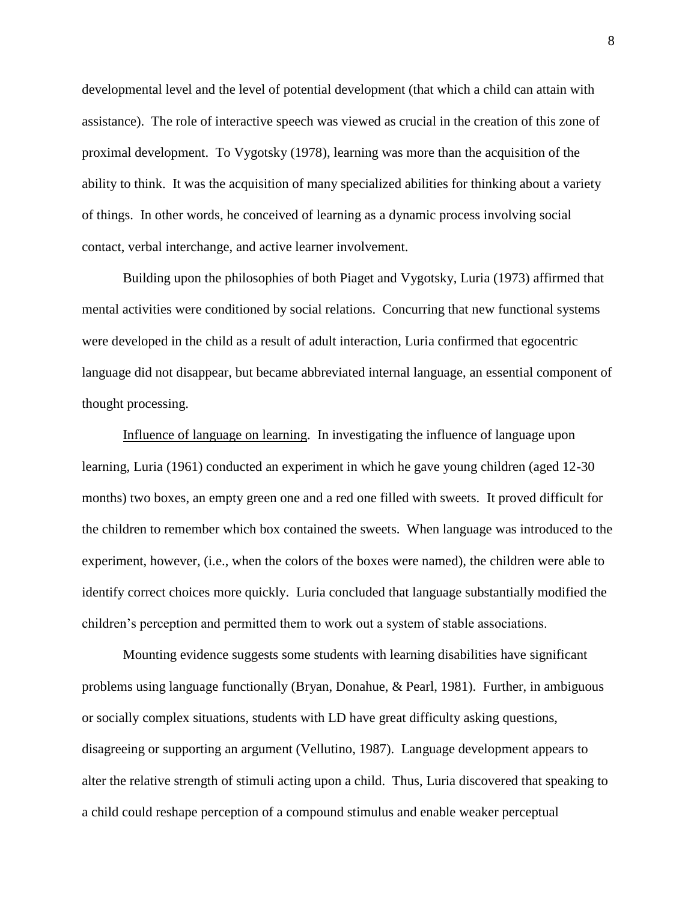developmental level and the level of potential development (that which a child can attain with assistance). The role of interactive speech was viewed as crucial in the creation of this zone of proximal development. To Vygotsky (1978), learning was more than the acquisition of the ability to think. It was the acquisition of many specialized abilities for thinking about a variety of things. In other words, he conceived of learning as a dynamic process involving social contact, verbal interchange, and active learner involvement.

Building upon the philosophies of both Piaget and Vygotsky, Luria (1973) affirmed that mental activities were conditioned by social relations. Concurring that new functional systems were developed in the child as a result of adult interaction, Luria confirmed that egocentric language did not disappear, but became abbreviated internal language, an essential component of thought processing.

<u>Influence of language on learning</u>. In investigating the influence of language upon learning, Luria (1961) conducted an experiment in which he gave young children (aged 12-30 months) two boxes, an empty green one and a red one filled with sweets. It proved difficult for the children to remember which box contained the sweets. When language was introduced to the experiment, however, (i.e., when the colors of the boxes were named), the children were able to identify correct choices more quickly. Luria concluded that language substantially modified the children's perception and permitted them to work out a system of stable associations.

Mounting evidence suggests some students with learning disabilities have significant problems using language functionally (Bryan, Donahue, & Pearl, 1981). Further, in ambiguous or socially complex situations, students with LD have great difficulty asking questions, disagreeing or supporting an argument (Vellutino, 1987). Language development appears to alter the relative strength of stimuli acting upon a child. Thus, Luria discovered that speaking to a child could reshape perception of a compound stimulus and enable weaker perceptual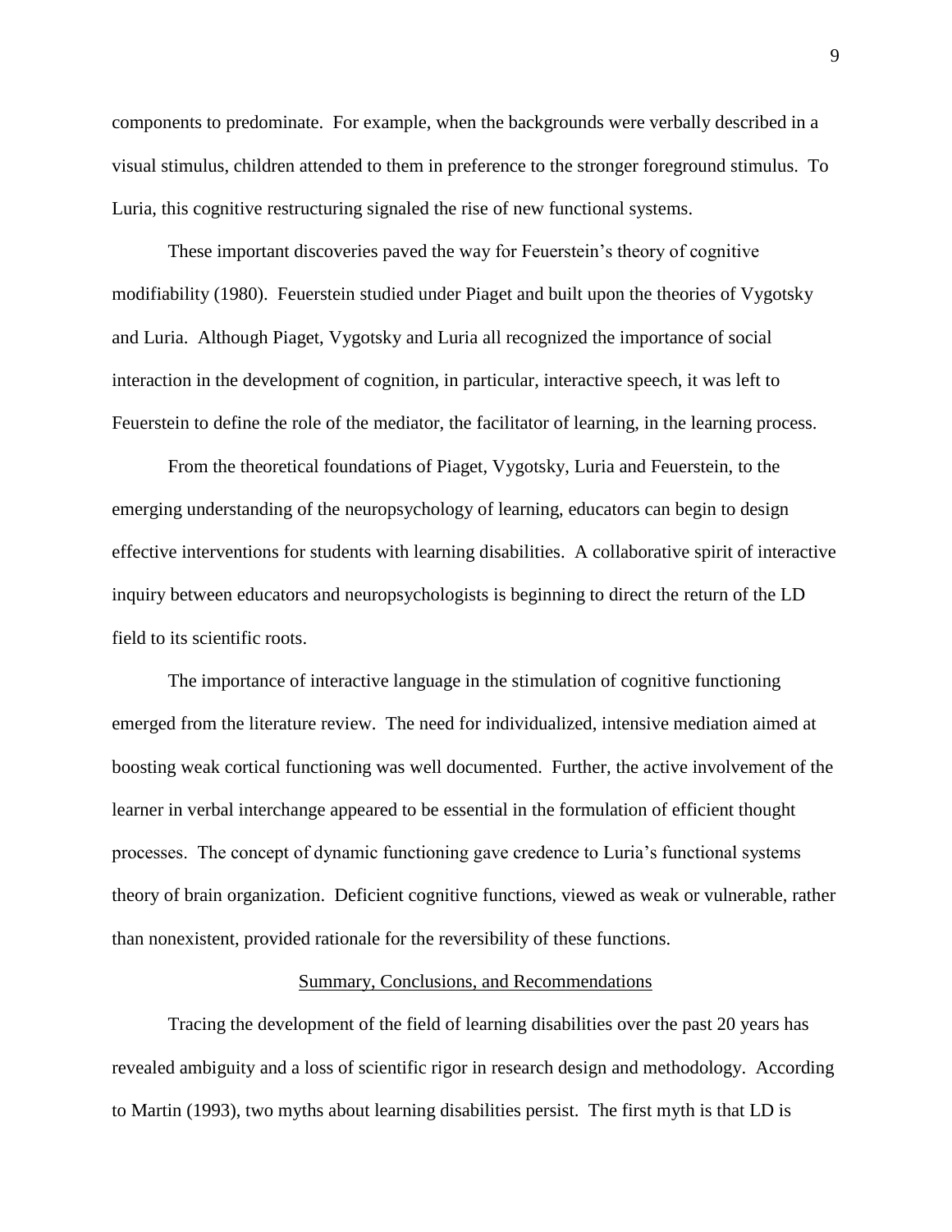components to predominate. For example, when the backgrounds were verbally described in a visual stimulus, children attended to them in preference to the stronger foreground stimulus. To Luria, this cognitive restructuring signaled the rise of new functional systems.

These important discoveries paved the way for Feuerstein's theory of cognitive modifiability (1980). Feuerstein studied under Piaget and built upon the theories of Vygotsky and Luria. Although Piaget, Vygotsky and Luria all recognized the importance of social interaction in the development of cognition, in particular, interactive speech, it was left to Feuerstein to define the role of the mediator, the facilitator of learning, in the learning process.

From the theoretical foundations of Piaget, Vygotsky, Luria and Feuerstein, to the emerging understanding of the neuropsychology of learning, educators can begin to design effective interventions for students with learning disabilities. A collaborative spirit of interactive inquiry between educators and neuropsychologists is beginning to direct the return of the LD field to its scientific roots.

The importance of interactive language in the stimulation of cognitive functioning emerged from the literature review. The need for individualized, intensive mediation aimed at boosting weak cortical functioning was well documented. Further, the active involvement of the learner in verbal interchange appeared to be essential in the formulation of efficient thought processes. The concept of dynamic functioning gave credence to Luria's functional systems theory of brain organization. Deficient cognitive functions, viewed as weak or vulnerable, rather than nonexistent, provided rationale for the reversibility of these functions.

## Summary, Conclusions, and Recommendations

Tracing the development of the field of learning disabilities over the past 20 years has revealed ambiguity and a loss of scientific rigor in research design and methodology. According to Martin (1993), two myths about learning disabilities persist. The first myth is that LD is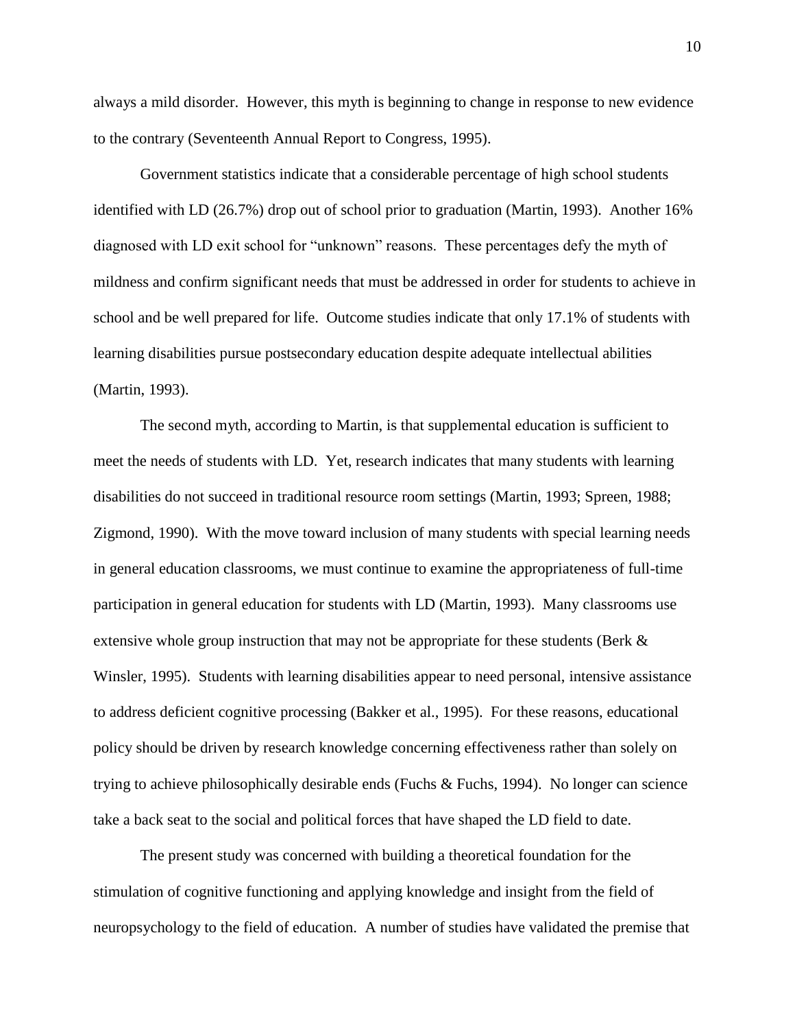always a mild disorder. However, this myth is beginning to change in response to new evidence to the contrary (Seventeenth Annual Report to Congress, 1995).

Government statistics indicate that a considerable percentage of high school students identified with LD (26.7%) drop out of school prior to graduation (Martin, 1993). Another 16% diagnosed with LD exit school for "unknown" reasons. These percentages defy the myth of mildness and confirm significant needs that must be addressed in order for students to achieve in school and be well prepared for life. Outcome studies indicate that only 17.1% of students with learning disabilities pursue postsecondary education despite adequate intellectual abilities (Martin, 1993).

The second myth, according to Martin, is that supplemental education is sufficient to meet the needs of students with LD. Yet, research indicates that many students with learning disabilities do not succeed in traditional resource room settings (Martin, 1993; Spreen, 1988; Zigmond, 1990). With the move toward inclusion of many students with special learning needs in general education classrooms, we must continue to examine the appropriateness of full-time participation in general education for students with LD (Martin, 1993). Many classrooms use extensive whole group instruction that may not be appropriate for these students (Berk & Winsler, 1995). Students with learning disabilities appear to need personal, intensive assistance to address deficient cognitive processing (Bakker et al., 1995). For these reasons, educational policy should be driven by research knowledge concerning effectiveness rather than solely on trying to achieve philosophically desirable ends (Fuchs & Fuchs, 1994). No longer can science take a back seat to the social and political forces that have shaped the LD field to date.

The present study was concerned with building a theoretical foundation for the stimulation of cognitive functioning and applying knowledge and insight from the field of neuropsychology to the field of education. A number of studies have validated the premise that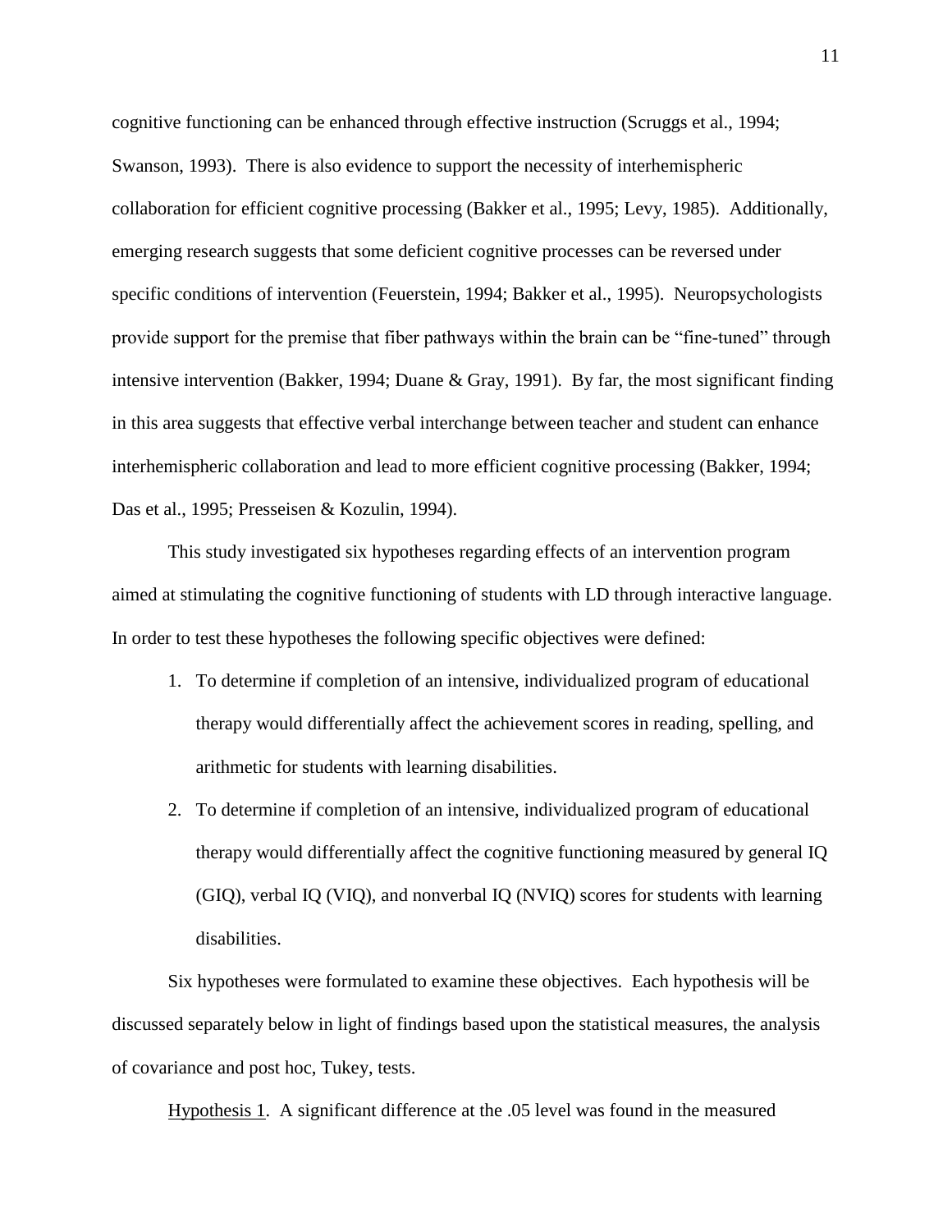cognitive functioning can be enhanced through effective instruction (Scruggs et al., 1994; Swanson, 1993). There is also evidence to support the necessity of interhemispheric collaboration for efficient cognitive processing (Bakker et al., 1995; Levy, 1985). Additionally, emerging research suggests that some deficient cognitive processes can be reversed under specific conditions of intervention (Feuerstein, 1994; Bakker et al., 1995). Neuropsychologists provide support for the premise that fiber pathways within the brain can be "fine-tuned" through intensive intervention (Bakker, 1994; Duane & Gray, 1991). By far, the most significant finding in this area suggests that effective verbal interchange between teacher and student can enhance interhemispheric collaboration and lead to more efficient cognitive processing (Bakker, 1994; Das et al., 1995; Presseisen & Kozulin, 1994).

This study investigated six hypotheses regarding effects of an intervention program aimed at stimulating the cognitive functioning of students with LD through interactive language. In order to test these hypotheses the following specific objectives were defined:

1. To determine if completion of an intensive, individualized program of educational therapy would differentially affect the achievement scores in reading, spelling, and arithmetic for students with learning disabilities.
2. To determine if completion of an intensive, individualized program of educational therapy would differentially affect the cognitive functioning measured by general IQ (GIQ), verbal IQ (VIQ), and nonverbal IQ (NVIQ) scores for students with learning disabilities.

Six hypotheses were formulated to examine these objectives. Each hypothesis will be discussed separately below in light of findings based upon the statistical measures, the analysis of covariance and post hoc, Tukey, tests.

Hypothesis 1. A significant difference at the .05 level was found in the measured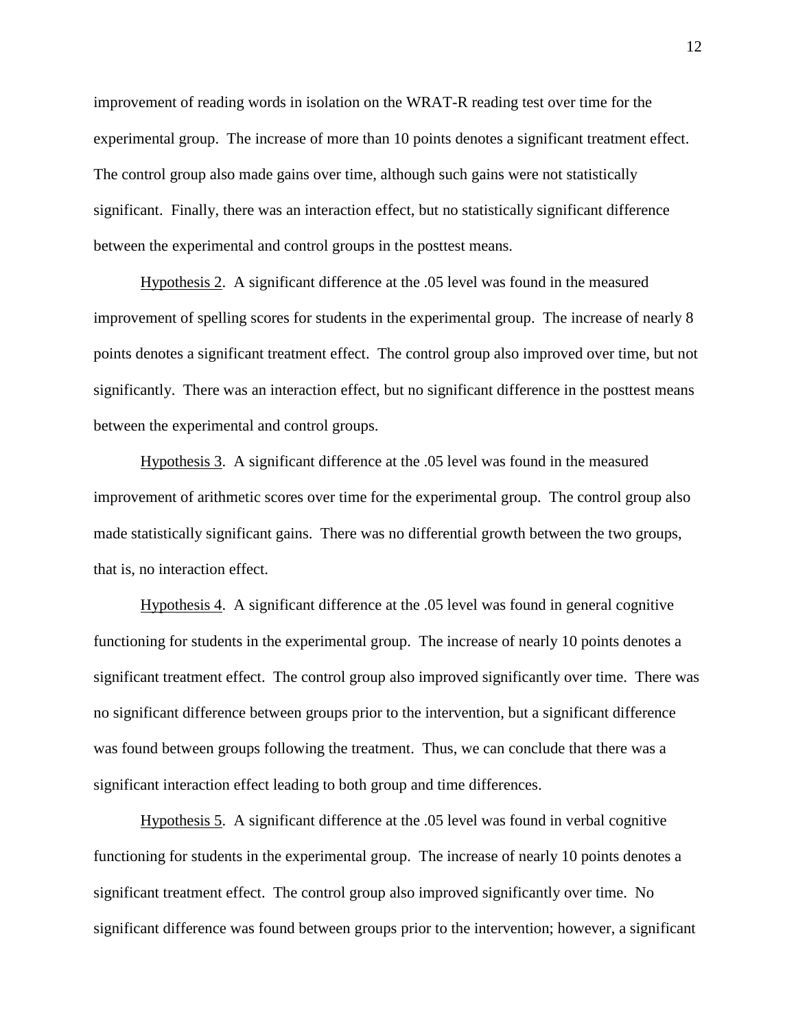improvement of reading words in isolation on the WRAT-R reading test over time for the experimental group. The increase of more than 10 points denotes a significant treatment effect. The control group also made gains over time, although such gains were not statistically significant. Finally, there was an interaction effect, but no statistically significant difference between the experimental and control groups in the posttest means.

Hypothesis 2. A significant difference at the .05 level was found in the measured improvement of spelling scores for students in the experimental group. The increase of nearly 8 points denotes a significant treatment effect. The control group also improved over time, but not significantly. There was an interaction effect, but no significant difference in the posttest means between the experimental and control groups.

Hypothesis 3. A significant difference at the .05 level was found in the measured improvement of arithmetic scores over time for the experimental group. The control group also made statistically significant gains. There was no differential growth between the two groups, that is, no interaction effect.

Hypothesis 4. A significant difference at the .05 level was found in general cognitive functioning for students in the experimental group. The increase of nearly 10 points denotes a significant treatment effect. The control group also improved significantly over time. There was no significant difference between groups prior to the intervention, but a significant difference was found between groups following the treatment. Thus, we can conclude that there was a significant interaction effect leading to both group and time differences.

Hypothesis 5. A significant difference at the .05 level was found in verbal cognitive functioning for students in the experimental group. The increase of nearly 10 points denotes a significant treatment effect. The control group also improved significantly over time. No significant difference was found between groups prior to the intervention; however, a significant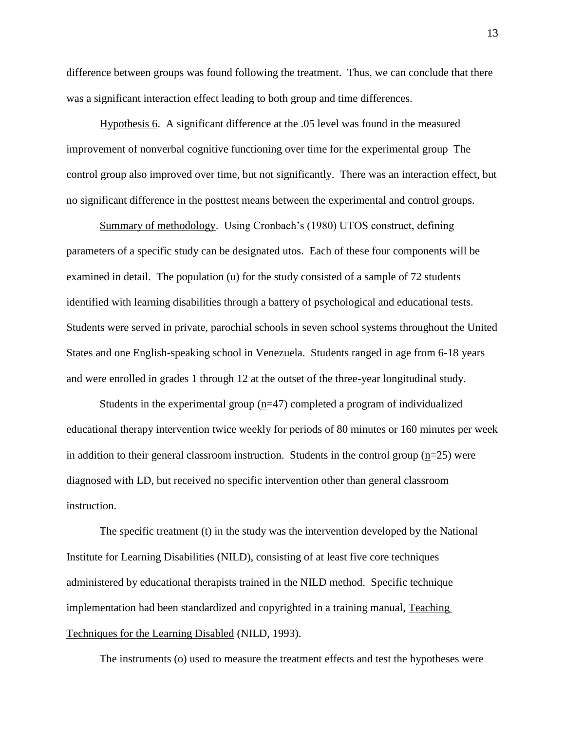difference between groups was found following the treatment. Thus, we can conclude that there was a significant interaction effect leading to both group and time differences.

Hypothesis 6. A significant difference at the .05 level was found in the measured improvement of nonverbal cognitive functioning over time for the experimental group The control group also improved over time, but not significantly. There was an interaction effect, but no significant difference in the posttest means between the experimental and control groups.

Summary of methodology. Using Cronbach's (1980) UTOS construct, defining parameters of a specific study can be designated utos. Each of these four components will be examined in detail. The population (u) for the study consisted of a sample of 72 students identified with learning disabilities through a battery of psychological and educational tests. Students were served in private, parochial schools in seven school systems throughout the United States and one English-speaking school in Venezuela. Students ranged in age from 6-18 years and were enrolled in grades 1 through 12 at the outset of the three-year longitudinal study.

Students in the experimental group ($n$=47) completed a program of individualized educational therapy intervention twice weekly for periods of 80 minutes or 160 minutes per week in addition to their general classroom instruction. Students in the control group ($n$=25) were diagnosed with LD, but received no specific intervention other than general classroom instruction.

The specific treatment (t) in the study was the intervention developed by the National Institute for Learning Disabilities (NILD), consisting of at least five core techniques administered by educational therapists trained in the NILD method. Specific technique implementation had been standardized and copyrighted in a training manual, Teaching Techniques for the Learning Disabled (NILD, 1993).

The instruments (o) used to measure the treatment effects and test the hypotheses were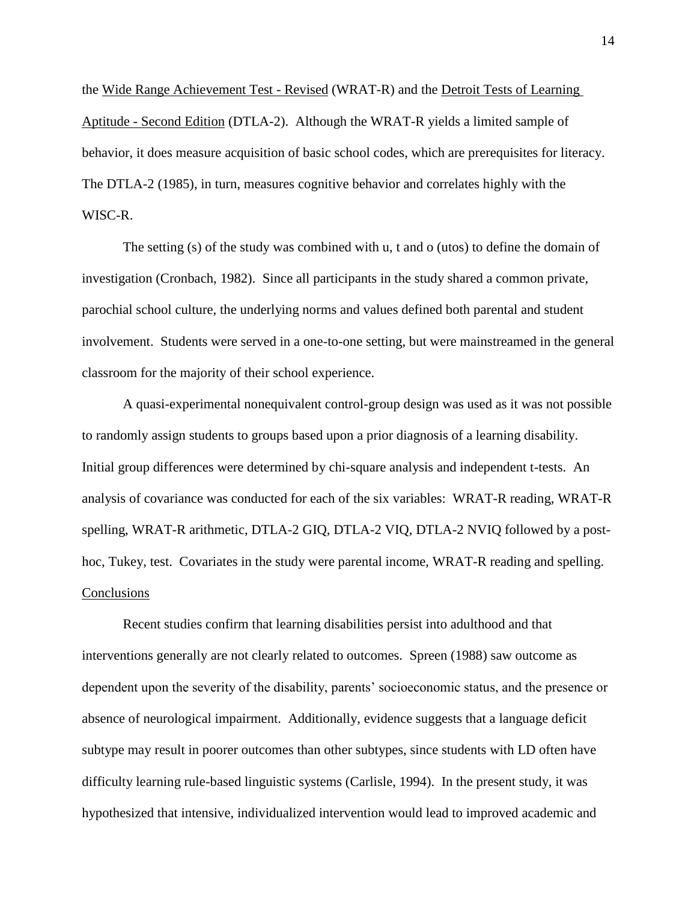the Wide Range Achievement Test - Revised (WRAT-R) and the Detroit Tests of Learning Aptitude - Second Edition (DTLA-2). Although the WRAT-R yields a limited sample of behavior, it does measure acquisition of basic school codes, which are prerequisites for literacy. The DTLA-2 (1985), in turn, measures cognitive behavior and correlates highly with the WISC-R.

The setting (s) of the study was combined with u, t and o (utos) to define the domain of investigation (Cronbach, 1982). Since all participants in the study shared a common private, parochial school culture, the underlying norms and values defined both parental and student involvement. Students were served in a one-to-one setting, but were mainstreamed in the general classroom for the majority of their school experience.

A quasi-experimental nonequivalent control-group design was used as it was not possible to randomly assign students to groups based upon a prior diagnosis of a learning disability. Initial group differences were determined by chi-square analysis and independent t-tests. An analysis of covariance was conducted for each of the six variables: WRAT-R reading, WRAT-R spelling, WRAT-R arithmetic, DTLA-2 GIQ, DTLA-2 VIQ, DTLA-2 NVIQ followed by a post-hoc, Tukey, test. Covariates in the study were parental income, WRAT-R reading and spelling.

## Conclusions

Recent studies confirm that learning disabilities persist into adulthood and that interventions generally are not clearly related to outcomes. Spreen (1988) saw outcome as dependent upon the severity of the disability, parents' socioeconomic status, and the presence or absence of neurological impairment. Additionally, evidence suggests that a language deficit subtype may result in poorer outcomes than other subtypes, since students with LD often have difficulty learning rule-based linguistic systems (Carlisle, 1994). In the present study, it was hypothesized that intensive, individualized intervention would lead to improved academic and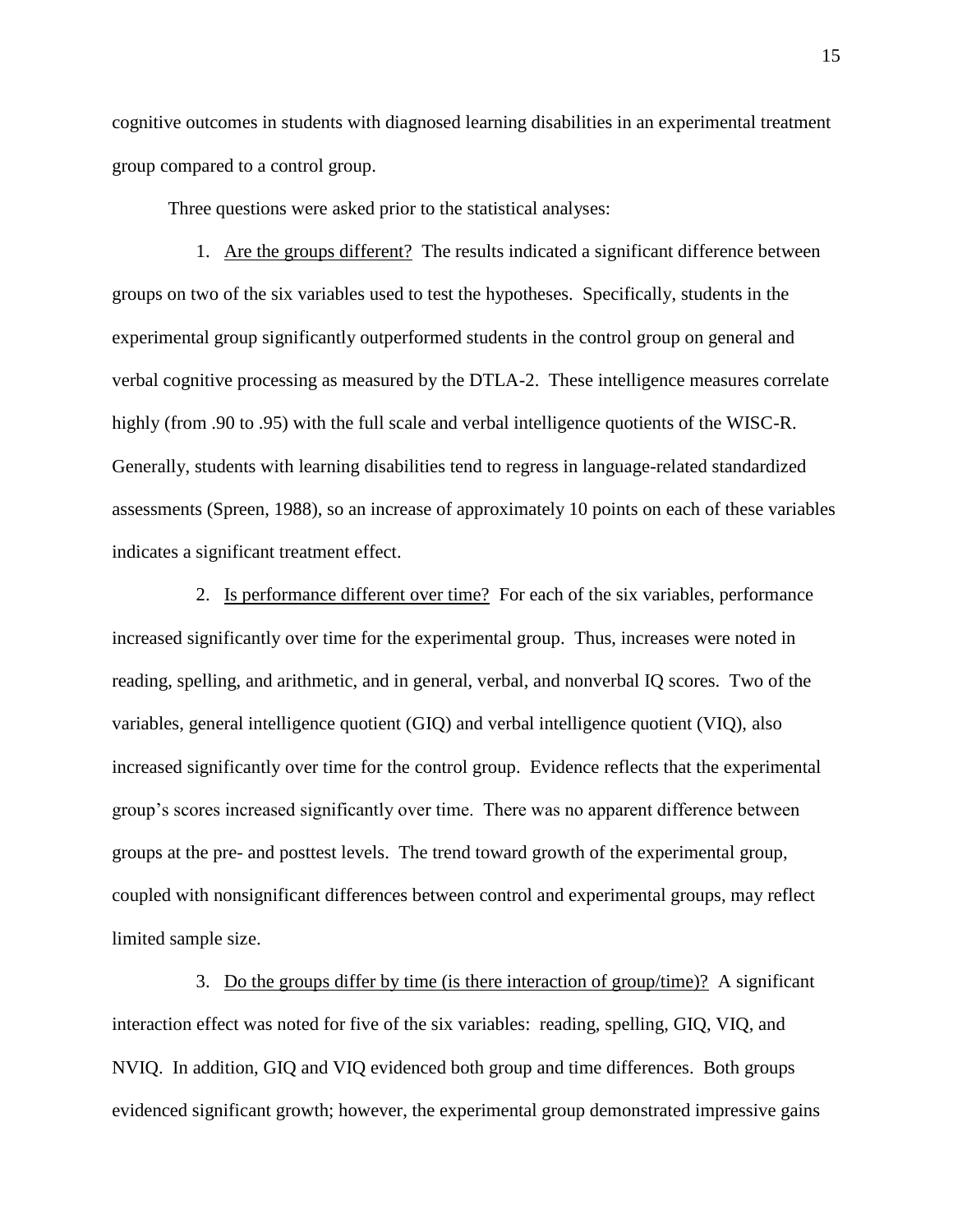cognitive outcomes in students with diagnosed learning disabilities in an experimental treatment group compared to a control group.

Three questions were asked prior to the statistical analyses:

1. Are the groups different? The results indicated a significant difference between groups on two of the six variables used to test the hypotheses. Specifically, students in the experimental group significantly outperformed students in the control group on general and verbal cognitive processing as measured by the DTLA-2. These intelligence measures correlate highly (from .90 to .95) with the full scale and verbal intelligence quotients of the WISC-R. Generally, students with learning disabilities tend to regress in language-related standardized assessments (Spreen, 1988), so an increase of approximately 10 points on each of these variables indicates a significant treatment effect.

2. Is performance different over time? For each of the six variables, performance increased significantly over time for the experimental group. Thus, increases were noted in reading, spelling, and arithmetic, and in general, verbal, and nonverbal IQ scores. Two of the variables, general intelligence quotient (GIQ) and verbal intelligence quotient (VIQ), also increased significantly over time for the control group. Evidence reflects that the experimental group's scores increased significantly over time. There was no apparent difference between groups at the pre- and posttest levels. The trend toward growth of the experimental group, coupled with nonsignificant differences between control and experimental groups, may reflect limited sample size.

3. Do the groups differ by time (is there interaction of group/time)? A significant interaction effect was noted for five of the six variables: reading, spelling, GIQ, VIQ, and NVIQ. In addition, GIQ and VIQ evidenced both group and time differences. Both groups evidenced significant growth; however, the experimental group demonstrated impressive gains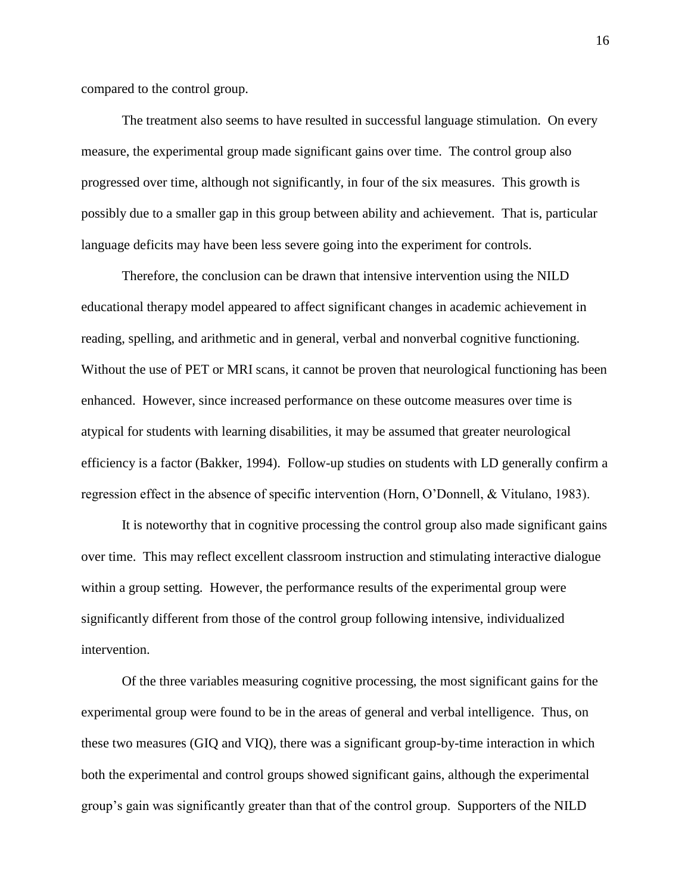compared to the control group.

The treatment also seems to have resulted in successful language stimulation. On every measure, the experimental group made significant gains over time. The control group also progressed over time, although not significantly, in four of the six measures. This growth is possibly due to a smaller gap in this group between ability and achievement. That is, particular language deficits may have been less severe going into the experiment for controls.

Therefore, the conclusion can be drawn that intensive intervention using the NILD educational therapy model appeared to affect significant changes in academic achievement in reading, spelling, and arithmetic and in general, verbal and nonverbal cognitive functioning. Without the use of PET or MRI scans, it cannot be proven that neurological functioning has been enhanced. However, since increased performance on these outcome measures over time is atypical for students with learning disabilities, it may be assumed that greater neurological efficiency is a factor (Bakker, 1994). Follow-up studies on students with LD generally confirm a regression effect in the absence of specific intervention (Horn, O'Donnell, & Vitulano, 1983).

It is noteworthy that in cognitive processing the control group also made significant gains over time. This may reflect excellent classroom instruction and stimulating interactive dialogue within a group setting. However, the performance results of the experimental group were significantly different from those of the control group following intensive, individualized intervention.

Of the three variables measuring cognitive processing, the most significant gains for the experimental group were found to be in the areas of general and verbal intelligence. Thus, on these two measures (GIQ and VIQ), there was a significant group-by-time interaction in which both the experimental and control groups showed significant gains, although the experimental group's gain was significantly greater than that of the control group. Supporters of the NILD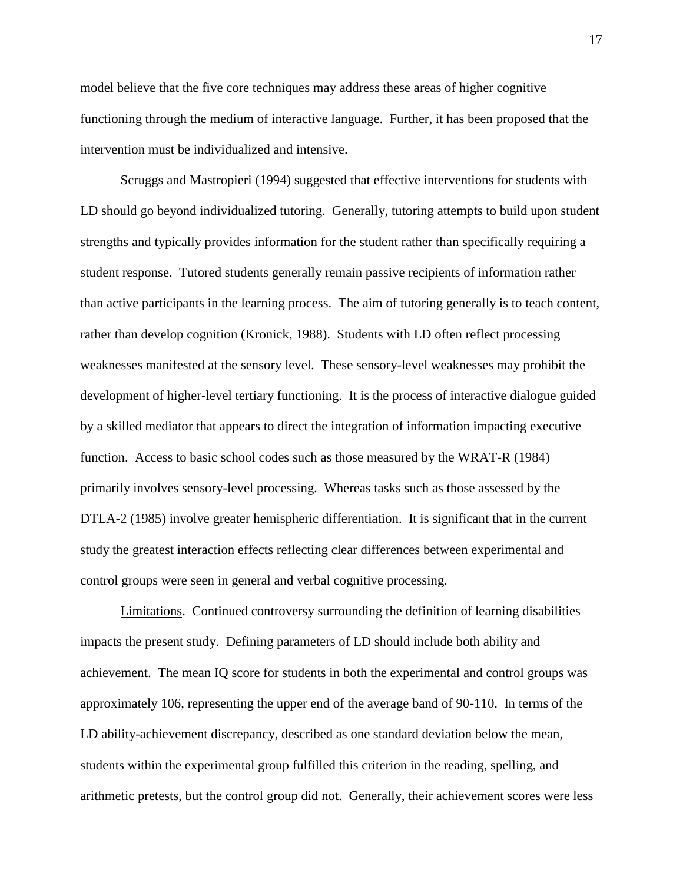model believe that the five core techniques may address these areas of higher cognitive functioning through the medium of interactive language. Further, it has been proposed that the intervention must be individualized and intensive.

Scruggs and Mastropieri (1994) suggested that effective interventions for students with LD should go beyond individualized tutoring. Generally, tutoring attempts to build upon student strengths and typically provides information for the student rather than specifically requiring a student response. Tutored students generally remain passive recipients of information rather than active participants in the learning process. The aim of tutoring generally is to teach content, rather than develop cognition (Kronick, 1988). Students with LD often reflect processing weaknesses manifested at the sensory level. These sensory-level weaknesses may prohibit the development of higher-level tertiary functioning. It is the process of interactive dialogue guided by a skilled mediator that appears to direct the integration of information impacting executive function. Access to basic school codes such as those measured by the WRAT-R (1984) primarily involves sensory-level processing. Whereas tasks such as those assessed by the DTLA-2 (1985) involve greater hemispheric differentiation. It is significant that in the current study the greatest interaction effects reflecting clear differences between experimental and control groups were seen in general and verbal cognitive processing.

Limitations. Continued controversy surrounding the definition of learning disabilities impacts the present study. Defining parameters of LD should include both ability and achievement. The mean IQ score for students in both the experimental and control groups was approximately 106, representing the upper end of the average band of 90-110. In terms of the LD ability-achievement discrepancy, described as one standard deviation below the mean, students within the experimental group fulfilled this criterion in the reading, spelling, and arithmetic pretests, but the control group did not. Generally, their achievement scores were less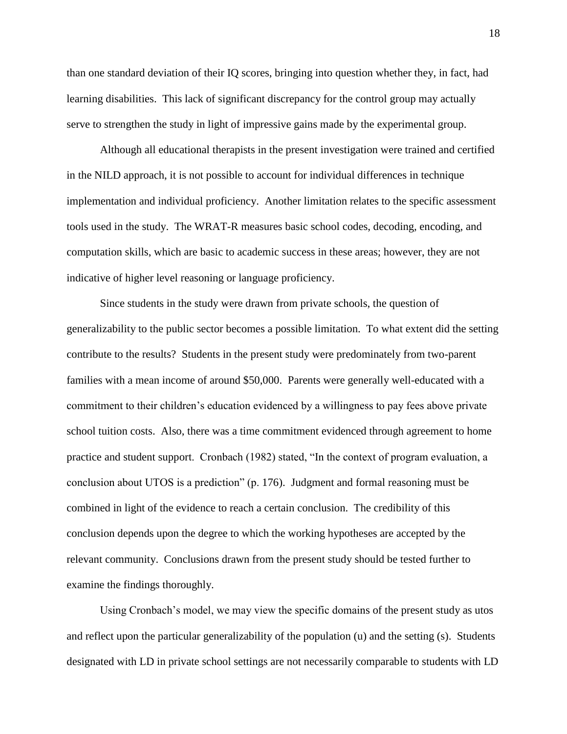than one standard deviation of their IQ scores, bringing into question whether they, in fact, had learning disabilities. This lack of significant discrepancy for the control group may actually serve to strengthen the study in light of impressive gains made by the experimental group.

Although all educational therapists in the present investigation were trained and certified in the NILD approach, it is not possible to account for individual differences in technique implementation and individual proficiency. Another limitation relates to the specific assessment tools used in the study. The WRAT-R measures basic school codes, decoding, encoding, and computation skills, which are basic to academic success in these areas; however, they are not indicative of higher level reasoning or language proficiency.

Since students in the study were drawn from private schools, the question of generalizability to the public sector becomes a possible limitation. To what extent did the setting contribute to the results? Students in the present study were predominately from two-parent families with a mean income of around $50,000. Parents were generally well-educated with a commitment to their children's education evidenced by a willingness to pay fees above private school tuition costs. Also, there was a time commitment evidenced through agreement to home practice and student support. Cronbach (1982) stated, "In the context of program evaluation, a conclusion about UTOS is a prediction" (p. 176). Judgment and formal reasoning must be combined in light of the evidence to reach a certain conclusion. The credibility of this conclusion depends upon the degree to which the working hypotheses are accepted by the relevant community. Conclusions drawn from the present study should be tested further to examine the findings thoroughly.

Using Cronbach's model, we may view the specific domains of the present study as utos and reflect upon the particular generalizability of the population (u) and the setting (s). Students designated with LD in private school settings are not necessarily comparable to students with LD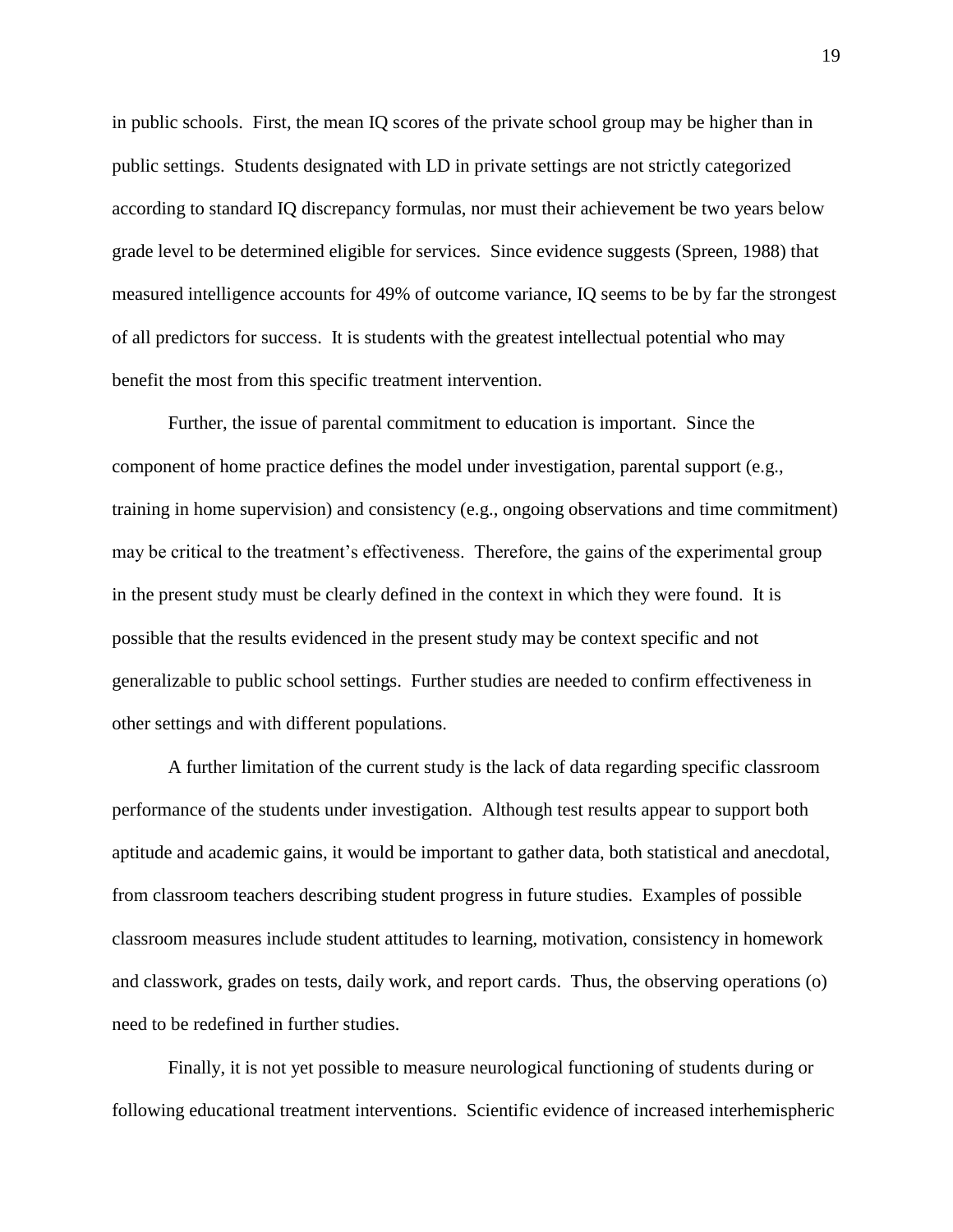in public schools. First, the mean IQ scores of the private school group may be higher than in public settings. Students designated with LD in private settings are not strictly categorized according to standard IQ discrepancy formulas, nor must their achievement be two years below grade level to be determined eligible for services. Since evidence suggests (Spreen, 1988) that measured intelligence accounts for 49% of outcome variance, IQ seems to be by far the strongest of all predictors for success. It is students with the greatest intellectual potential who may benefit the most from this specific treatment intervention.

Further, the issue of parental commitment to education is important. Since the component of home practice defines the model under investigation, parental support (e.g., training in home supervision) and consistency (e.g., ongoing observations and time commitment) may be critical to the treatment's effectiveness. Therefore, the gains of the experimental group in the present study must be clearly defined in the context in which they were found. It is possible that the results evidenced in the present study may be context specific and not generalizable to public school settings. Further studies are needed to confirm effectiveness in other settings and with different populations.

A further limitation of the current study is the lack of data regarding specific classroom performance of the students under investigation. Although test results appear to support both aptitude and academic gains, it would be important to gather data, both statistical and anecdotal, from classroom teachers describing student progress in future studies. Examples of possible classroom measures include student attitudes to learning, motivation, consistency in homework and classwork, grades on tests, daily work, and report cards. Thus, the observing operations (o) need to be redefined in further studies.

Finally, it is not yet possible to measure neurological functioning of students during or following educational treatment interventions. Scientific evidence of increased interhemispheric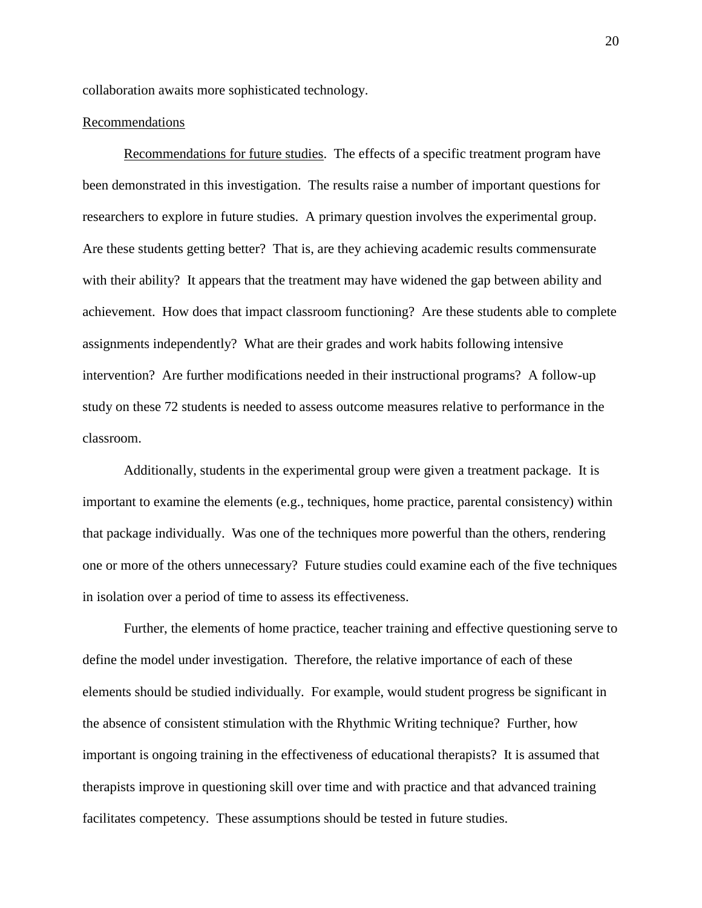collaboration awaits more sophisticated technology.

## Recommendations

Recommendations for future studies. The effects of a specific treatment program have been demonstrated in this investigation. The results raise a number of important questions for researchers to explore in future studies. A primary question involves the experimental group. Are these students getting better? That is, are they achieving academic results commensurate with their ability? It appears that the treatment may have widened the gap between ability and achievement. How does that impact classroom functioning? Are these students able to complete assignments independently? What are their grades and work habits following intensive intervention? Are further modifications needed in their instructional programs? A follow-up study on these 72 students is needed to assess outcome measures relative to performance in the classroom.

Additionally, students in the experimental group were given a treatment package. It is important to examine the elements (e.g., techniques, home practice, parental consistency) within that package individually. Was one of the techniques more powerful than the others, rendering one or more of the others unnecessary? Future studies could examine each of the five techniques in isolation over a period of time to assess its effectiveness.

Further, the elements of home practice, teacher training and effective questioning serve to define the model under investigation. Therefore, the relative importance of each of these elements should be studied individually. For example, would student progress be significant in the absence of consistent stimulation with the Rhythmic Writing technique? Further, how important is ongoing training in the effectiveness of educational therapists? It is assumed that therapists improve in questioning skill over time and with practice and that advanced training facilitates competency. These assumptions should be tested in future studies.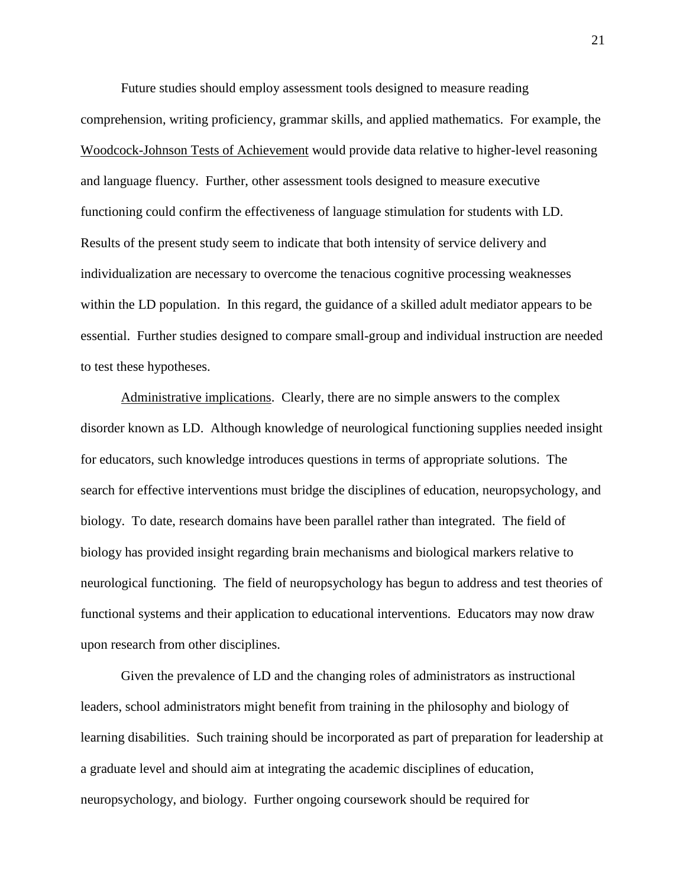Future studies should employ assessment tools designed to measure reading comprehension, writing proficiency, grammar skills, and applied mathematics. For example, the Woodcock-Johnson Tests of Achievement would provide data relative to higher-level reasoning and language fluency. Further, other assessment tools designed to measure executive functioning could confirm the effectiveness of language stimulation for students with LD. Results of the present study seem to indicate that both intensity of service delivery and individualization are necessary to overcome the tenacious cognitive processing weaknesses within the LD population. In this regard, the guidance of a skilled adult mediator appears to be essential. Further studies designed to compare small-group and individual instruction are needed to test these hypotheses.

Administrative implications. Clearly, there are no simple answers to the complex disorder known as LD. Although knowledge of neurological functioning supplies needed insight for educators, such knowledge introduces questions in terms of appropriate solutions. The search for effective interventions must bridge the disciplines of education, neuropsychology, and biology. To date, research domains have been parallel rather than integrated. The field of biology has provided insight regarding brain mechanisms and biological markers relative to neurological functioning. The field of neuropsychology has begun to address and test theories of functional systems and their application to educational interventions. Educators may now draw upon research from other disciplines.

Given the prevalence of LD and the changing roles of administrators as instructional leaders, school administrators might benefit from training in the philosophy and biology of learning disabilities. Such training should be incorporated as part of preparation for leadership at a graduate level and should aim at integrating the academic disciplines of education, neuropsychology, and biology. Further ongoing coursework should be required for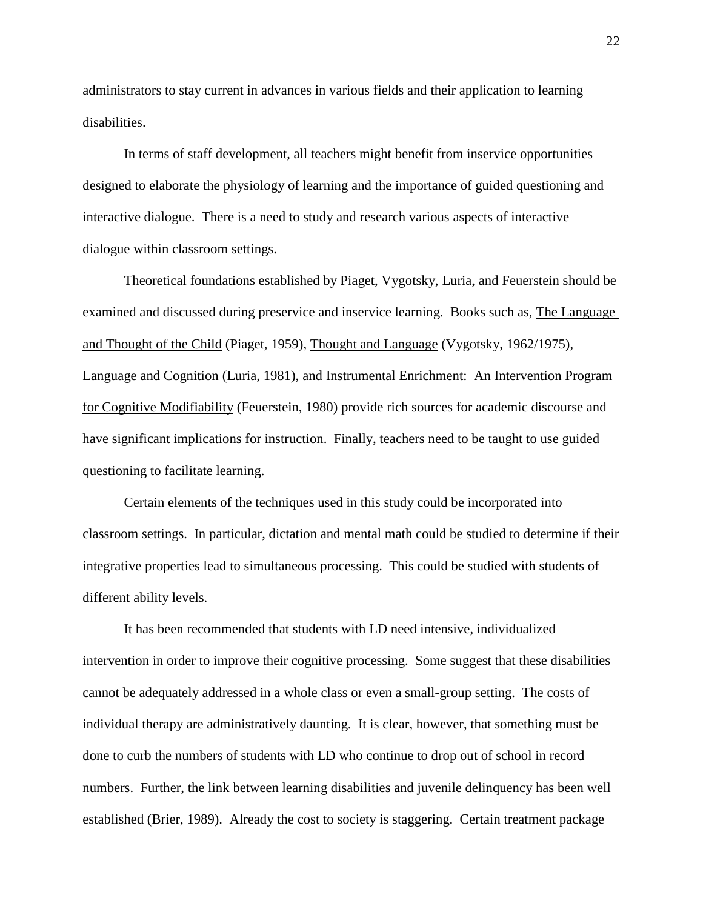administrators to stay current in advances in various fields and their application to learning disabilities.

In terms of staff development, all teachers might benefit from inservice opportunities designed to elaborate the physiology of learning and the importance of guided questioning and interactive dialogue. There is a need to study and research various aspects of interactive dialogue within classroom settings.

Theoretical foundations established by Piaget, Vygotsky, Luria, and Feuerstein should be examined and discussed during preservice and inservice learning. Books such as, The Language and Thought of the Child (Piaget, 1959), Thought and Language (Vygotsky, 1962/1975), Language and Cognition (Luria, 1981), and Instrumental Enrichment: An Intervention Program for Cognitive Modifiability (Feuerstein, 1980) provide rich sources for academic discourse and have significant implications for instruction. Finally, teachers need to be taught to use guided questioning to facilitate learning.

Certain elements of the techniques used in this study could be incorporated into classroom settings. In particular, dictation and mental math could be studied to determine if their integrative properties lead to simultaneous processing. This could be studied with students of different ability levels.

It has been recommended that students with LD need intensive, individualized intervention in order to improve their cognitive processing. Some suggest that these disabilities cannot be adequately addressed in a whole class or even a small-group setting. The costs of individual therapy are administratively daunting. It is clear, however, that something must be done to curb the numbers of students with LD who continue to drop out of school in record numbers. Further, the link between learning disabilities and juvenile delinquency has been well established (Brier, 1989). Already the cost to society is staggering. Certain treatment package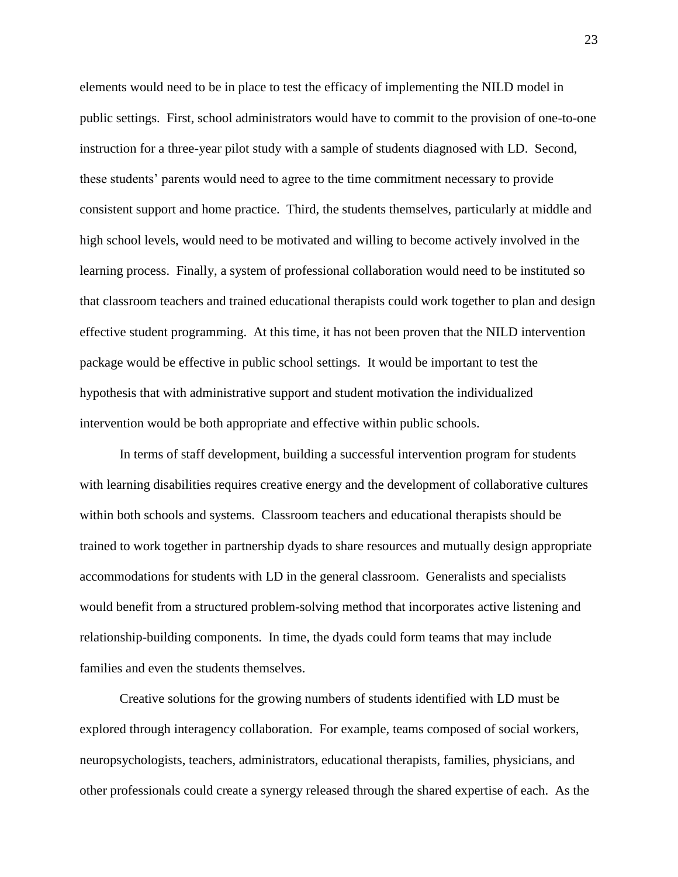elements would need to be in place to test the efficacy of implementing the NILD model in public settings. First, school administrators would have to commit to the provision of one-to-one instruction for a three-year pilot study with a sample of students diagnosed with LD. Second, these students' parents would need to agree to the time commitment necessary to provide consistent support and home practice. Third, the students themselves, particularly at middle and high school levels, would need to be motivated and willing to become actively involved in the learning process. Finally, a system of professional collaboration would need to be instituted so that classroom teachers and trained educational therapists could work together to plan and design effective student programming. At this time, it has not been proven that the NILD intervention package would be effective in public school settings. It would be important to test the hypothesis that with administrative support and student motivation the individualized intervention would be both appropriate and effective within public schools.

In terms of staff development, building a successful intervention program for students with learning disabilities requires creative energy and the development of collaborative cultures within both schools and systems. Classroom teachers and educational therapists should be trained to work together in partnership dyads to share resources and mutually design appropriate accommodations for students with LD in the general classroom. Generalists and specialists would benefit from a structured problem-solving method that incorporates active listening and relationship-building components. In time, the dyads could form teams that may include families and even the students themselves.

Creative solutions for the growing numbers of students identified with LD must be explored through interagency collaboration. For example, teams composed of social workers, neuropsychologists, teachers, administrators, educational therapists, families, physicians, and other professionals could create a synergy released through the shared expertise of each. As the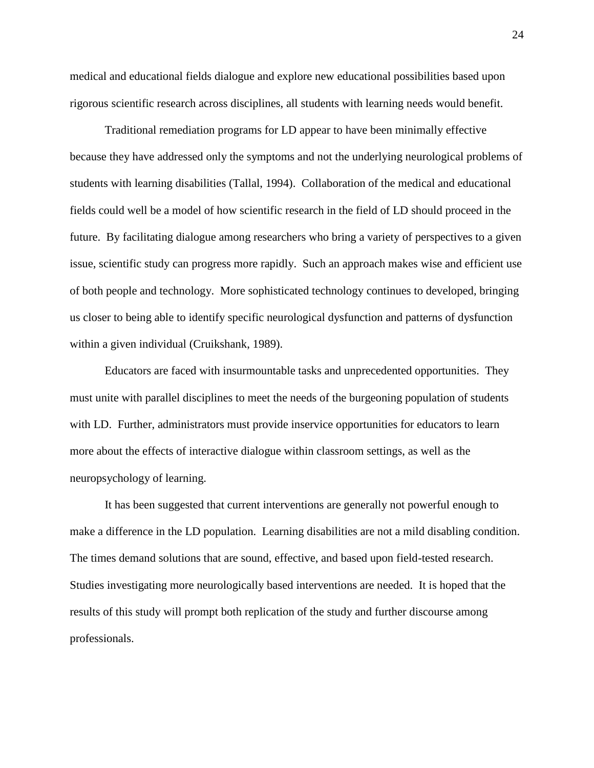medical and educational fields dialogue and explore new educational possibilities based upon rigorous scientific research across disciplines, all students with learning needs would benefit.

Traditional remediation programs for LD appear to have been minimally effective because they have addressed only the symptoms and not the underlying neurological problems of students with learning disabilities (Tallal, 1994). Collaboration of the medical and educational fields could well be a model of how scientific research in the field of LD should proceed in the future. By facilitating dialogue among researchers who bring a variety of perspectives to a given issue, scientific study can progress more rapidly. Such an approach makes wise and efficient use of both people and technology. More sophisticated technology continues to developed, bringing us closer to being able to identify specific neurological dysfunction and patterns of dysfunction within a given individual (Cruikshank, 1989).

Educators are faced with insurmountable tasks and unprecedented opportunities. They must unite with parallel disciplines to meet the needs of the burgeoning population of students with LD. Further, administrators must provide inservice opportunities for educators to learn more about the effects of interactive dialogue within classroom settings, as well as the neuropsychology of learning.

It has been suggested that current interventions are generally not powerful enough to make a difference in the LD population. Learning disabilities are not a mild disabling condition. The times demand solutions that are sound, effective, and based upon field-tested research. Studies investigating more neurologically based interventions are needed. It is hoped that the results of this study will prompt both replication of the study and further discourse among professionals.